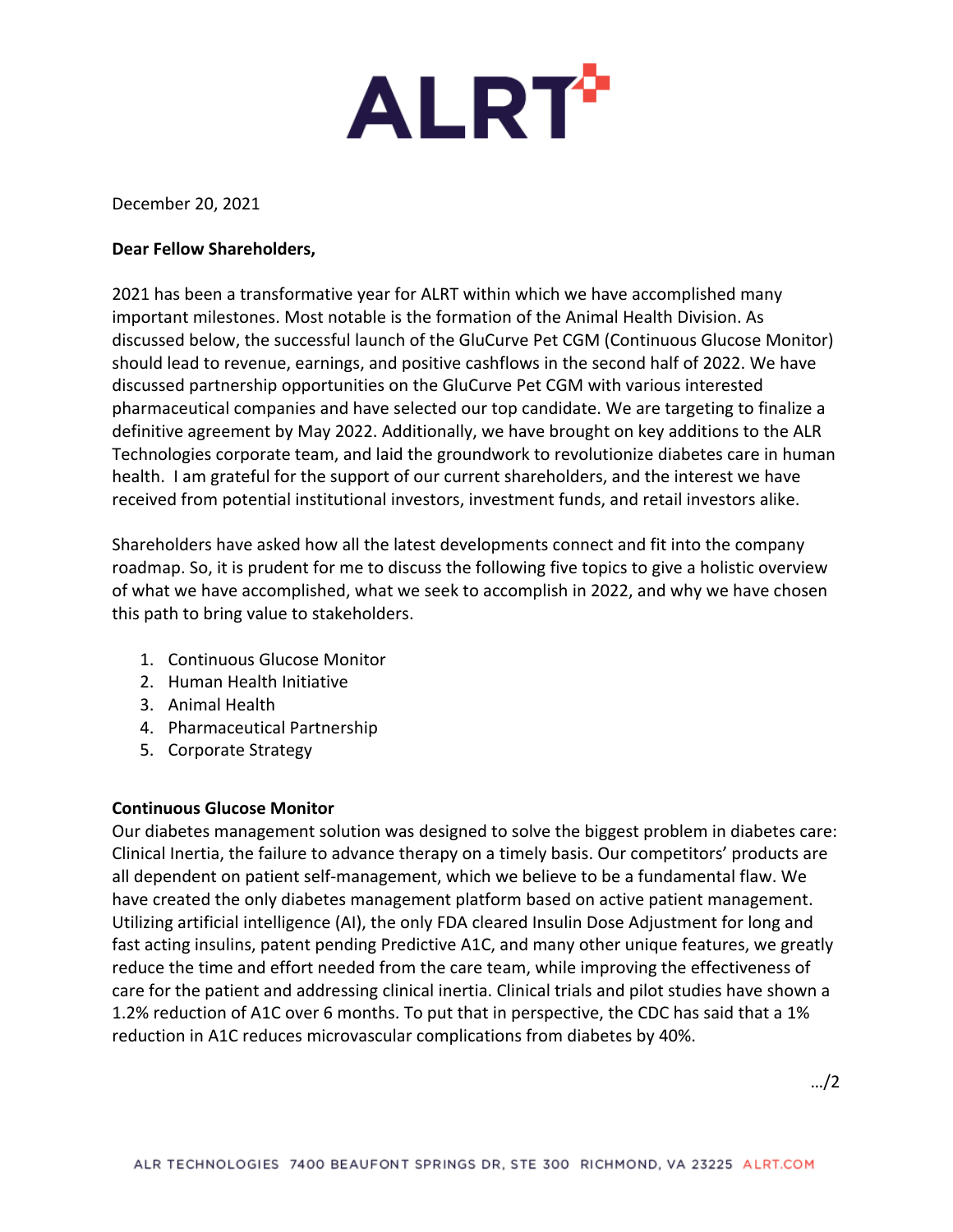ALRT

December 20, 2021

**Dear Fellow Shareholders,**

2021 has been a transformative year for ALRT within which we have accomplished many important milestones. Most notable is the formation of the Animal Health Division. As discussed below, the successful launch of the GluCurve Pet CGM (Continuous Glucose Monitor) should lead to revenue, earnings, and positive cashflows in the second half of 2022. We have discussed partnership opportunities on the GluCurve Pet CGM with various interested pharmaceutical companies and have selected our top candidate. We are targeting to finalize a definitive agreement by May 2022. Additionally, we have brought on key additions to the ALR Technologies corporate team, and laid the groundwork to revolutionize diabetes care in human health. I am grateful for the support of our current shareholders, and the interest we have received from potential institutional investors, investment funds, and retail investors alike.

Shareholders have asked how all the latest developments connect and fit into the company roadmap. So, it is prudent for me to discuss the following five topics to give a holistic overview of what we have accomplished, what we seek to accomplish in 2022, and why we have chosen this path to bring value to stakeholders.

1. Continuous Glucose Monitor
2. Human Health Initiative
3. Animal Health
4. Pharmaceutical Partnership
5. Corporate Strategy

**Continuous Glucose Monitor**
Our diabetes management solution was designed to solve the biggest problem in diabetes care: Clinical Inertia, the failure to advance therapy on a timely basis. Our competitors' products are all dependent on patient self-management, which we believe to be a fundamental flaw. We have created the only diabetes management platform based on active patient management. Utilizing artificial intelligence (AI), the only FDA cleared Insulin Dose Adjustment for long and fast acting insulins, patent pending Predictive A1C, and many other unique features, we greatly reduce the time and effort needed from the care team, while improving the effectiveness of care for the patient and addressing clinical inertia. Clinical trials and pilot studies have shown a 1.2% reduction of A1C over 6 months. To put that in perspective, the CDC has said that a 1% reduction in A1C reduces microvascular complications from diabetes by 40%.

…/2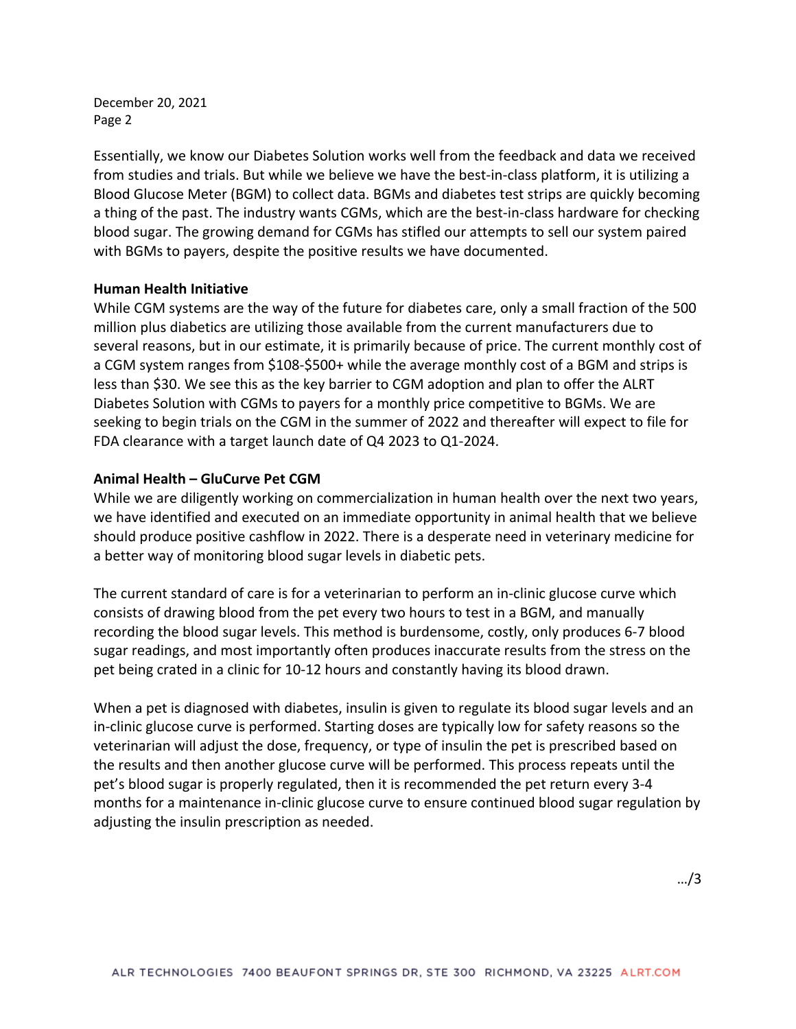Essentially, we know our Diabetes Solution works well from the feedback and data we received from studies and trials. But while we believe we have the best-in-class platform, it is utilizing a Blood Glucose Meter (BGM) to collect data. BGMs and diabetes test strips are quickly becoming a thing of the past. The industry wants CGMs, which are the best-in-class hardware for checking blood sugar. The growing demand for CGMs has stifled our attempts to sell our system paired with BGMs to payers, despite the positive results we have documented.

**Human Health Initiative**

While CGM systems are the way of the future for diabetes care, only a small fraction of the 500 million plus diabetics are utilizing those available from the current manufacturers due to several reasons, but in our estimate, it is primarily because of price. The current monthly cost of a CGM system ranges from $108-$500+ while the average monthly cost of a BGM and strips is less than $30. We see this as the key barrier to CGM adoption and plan to offer the ALRT Diabetes Solution with CGMs to payers for a monthly price competitive to BGMs. We are seeking to begin trials on the CGM in the summer of 2022 and thereafter will expect to file for FDA clearance with a target launch date of Q4 2023 to Q1-2024.

**Animal Health – GluCurve Pet CGM**

While we are diligently working on commercialization in human health over the next two years, we have identified and executed on an immediate opportunity in animal health that we believe should produce positive cashflow in 2022. There is a desperate need in veterinary medicine for a better way of monitoring blood sugar levels in diabetic pets.

The current standard of care is for a veterinarian to perform an in-clinic glucose curve which consists of drawing blood from the pet every two hours to test in a BGM, and manually recording the blood sugar levels. This method is burdensome, costly, only produces 6-7 blood sugar readings, and most importantly often produces inaccurate results from the stress on the pet being crated in a clinic for 10-12 hours and constantly having its blood drawn.

When a pet is diagnosed with diabetes, insulin is given to regulate its blood sugar levels and an in-clinic glucose curve is performed. Starting doses are typically low for safety reasons so the veterinarian will adjust the dose, frequency, or type of insulin the pet is prescribed based on the results and then another glucose curve will be performed. This process repeats until the pet's blood sugar is properly regulated, then it is recommended the pet return every 3-4 months for a maintenance in-clinic glucose curve to ensure continued blood sugar regulation by adjusting the insulin prescription as needed.

…/3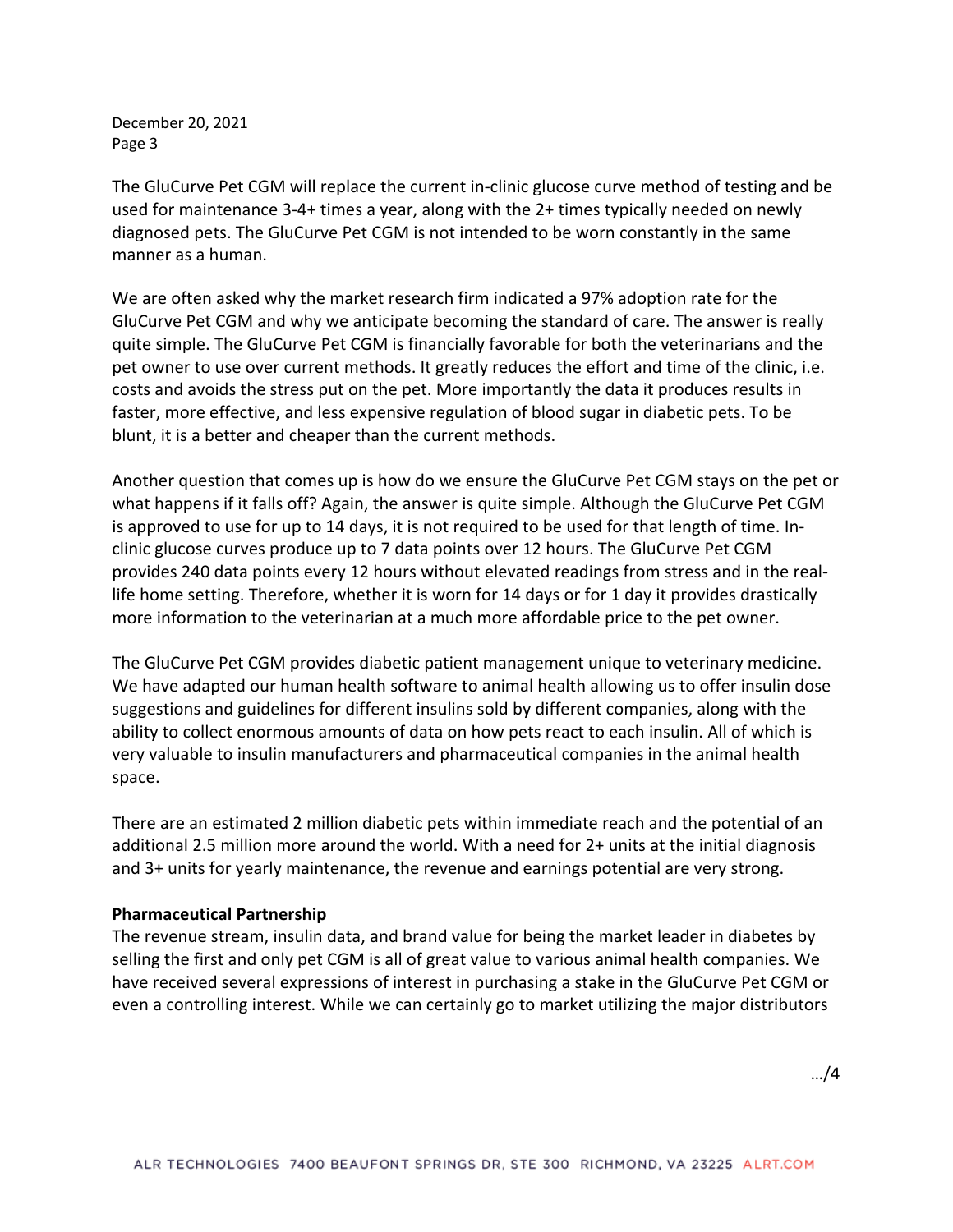The GluCurve Pet CGM will replace the current in-clinic glucose curve method of testing and be used for maintenance 3-4+ times a year, along with the 2+ times typically needed on newly diagnosed pets. The GluCurve Pet CGM is not intended to be worn constantly in the same manner as a human.

We are often asked why the market research firm indicated a 97% adoption rate for the GluCurve Pet CGM and why we anticipate becoming the standard of care. The answer is really quite simple. The GluCurve Pet CGM is financially favorable for both the veterinarians and the pet owner to use over current methods. It greatly reduces the effort and time of the clinic, i.e. costs and avoids the stress put on the pet. More importantly the data it produces results in faster, more effective, and less expensive regulation of blood sugar in diabetic pets. To be blunt, it is a better and cheaper than the current methods.

Another question that comes up is how do we ensure the GluCurve Pet CGM stays on the pet or what happens if it falls off? Again, the answer is quite simple. Although the GluCurve Pet CGM is approved to use for up to 14 days, it is not required to be used for that length of time. In-clinic glucose curves produce up to 7 data points over 12 hours. The GluCurve Pet CGM provides 240 data points every 12 hours without elevated readings from stress and in the real-life home setting. Therefore, whether it is worn for 14 days or for 1 day it provides drastically more information to the veterinarian at a much more affordable price to the pet owner.

The GluCurve Pet CGM provides diabetic patient management unique to veterinary medicine. We have adapted our human health software to animal health allowing us to offer insulin dose suggestions and guidelines for different insulins sold by different companies, along with the ability to collect enormous amounts of data on how pets react to each insulin. All of which is very valuable to insulin manufacturers and pharmaceutical companies in the animal health space.

There are an estimated 2 million diabetic pets within immediate reach and the potential of an additional 2.5 million more around the world. With a need for 2+ units at the initial diagnosis and 3+ units for yearly maintenance, the revenue and earnings potential are very strong.

**Pharmaceutical Partnership**

The revenue stream, insulin data, and brand value for being the market leader in diabetes by selling the first and only pet CGM is all of great value to various animal health companies. We have received several expressions of interest in purchasing a stake in the GluCurve Pet CGM or even a controlling interest. While we can certainly go to market utilizing the major distributors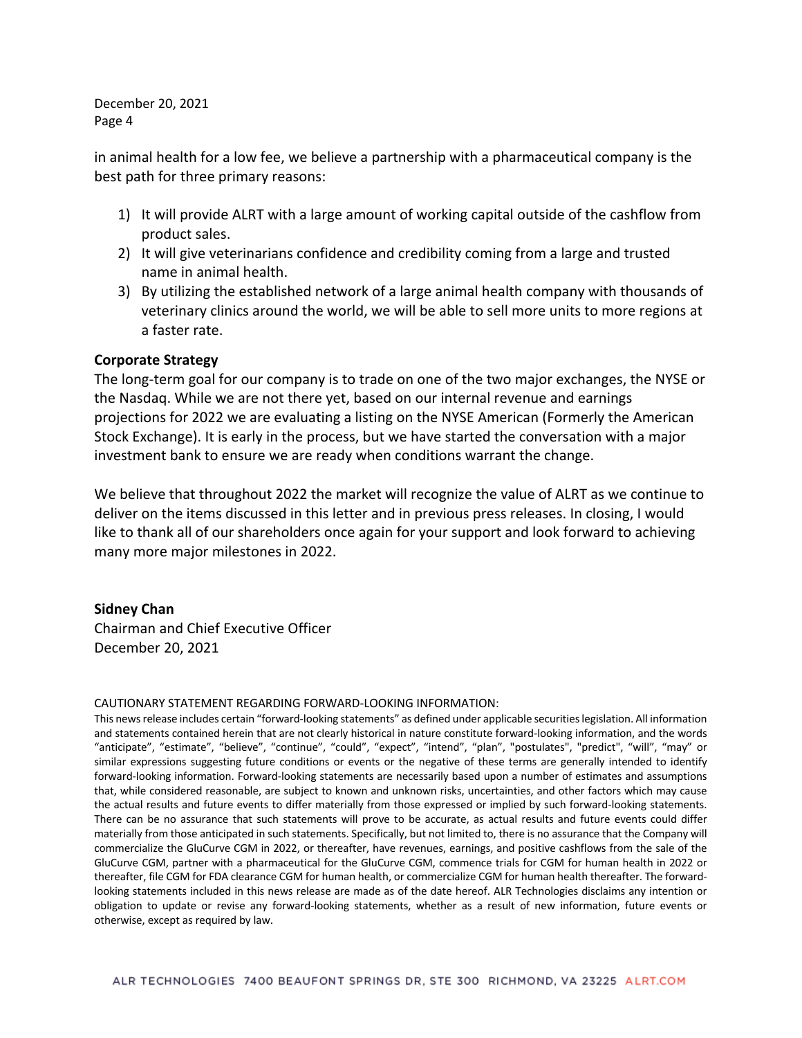in animal health for a low fee, we believe a partnership with a pharmaceutical company is the best path for three primary reasons:

1) It will provide ALRT with a large amount of working capital outside of the cashflow from product sales.
2) It will give veterinarians confidence and credibility coming from a large and trusted name in animal health.
3) By utilizing the established network of a large animal health company with thousands of veterinary clinics around the world, we will be able to sell more units to more regions at a faster rate.

**Corporate Strategy**

The long-term goal for our company is to trade on one of the two major exchanges, the NYSE or the Nasdaq. While we are not there yet, based on our internal revenue and earnings projections for 2022 we are evaluating a listing on the NYSE American (Formerly the American Stock Exchange). It is early in the process, but we have started the conversation with a major investment bank to ensure we are ready when conditions warrant the change.

We believe that throughout 2022 the market will recognize the value of ALRT as we continue to deliver on the items discussed in this letter and in previous press releases. In closing, I would like to thank all of our shareholders once again for your support and look forward to achieving many more major milestones in 2022.

**Sidney Chan**
Chairman and Chief Executive Officer
December 20, 2021

CAUTIONARY STATEMENT REGARDING FORWARD-LOOKING INFORMATION:

This news release includes certain "forward-looking statements" as defined under applicable securities legislation. All information and statements contained herein that are not clearly historical in nature constitute forward-looking information, and the words "anticipate", "estimate", "believe", "continue", "could", "expect", "intend", "plan", "postulates", "predict", "will", "may" or similar expressions suggesting future conditions or events or the negative of these terms are generally intended to identify forward-looking information. Forward-looking statements are necessarily based upon a number of estimates and assumptions that, while considered reasonable, are subject to known and unknown risks, uncertainties, and other factors which may cause the actual results and future events to differ materially from those expressed or implied by such forward-looking statements. There can be no assurance that such statements will prove to be accurate, as actual results and future events could differ materially from those anticipated in such statements. Specifically, but not limited to, there is no assurance that the Company will commercialize the GluCurve CGM in 2022, or thereafter, have revenues, earnings, and positive cashflows from the sale of the GluCurve CGM, partner with a pharmaceutical for the GluCurve CGM, commence trials for CGM for human health in 2022 or thereafter, file CGM for FDA clearance CGM for human health, or commercialize CGM for human health thereafter. The forward-looking statements included in this news release are made as of the date hereof. ALR Technologies disclaims any intention or obligation to update or revise any forward-looking statements, whether as a result of new information, future events or otherwise, except as required by law.